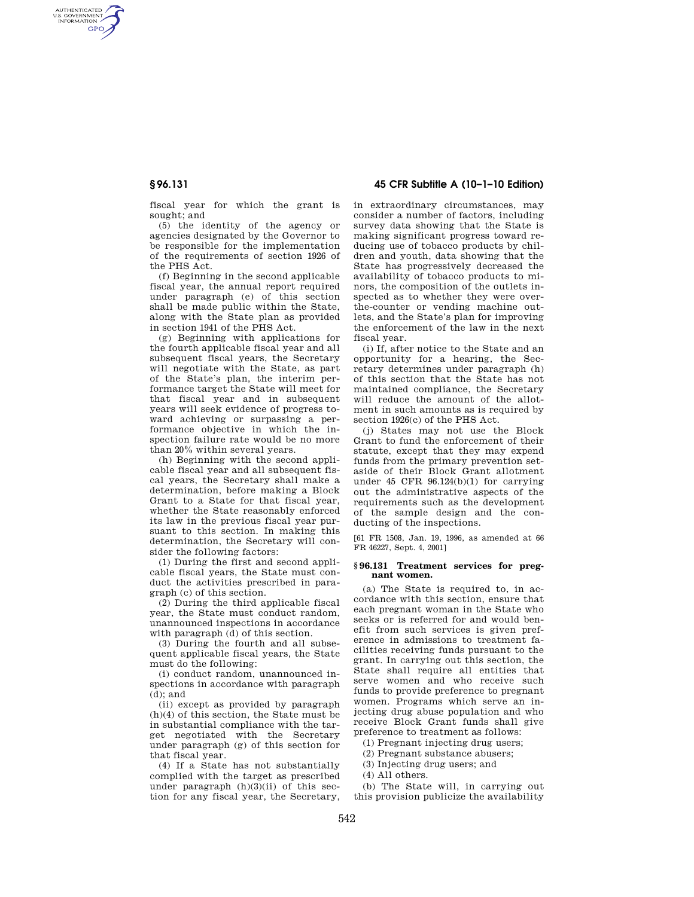fiscal year for which the grant is sought; and

(5) the identity of the agency or agencies designated by the Governor to be responsible for the implementation of the requirements of section 1926 of the PHS Act.

(f) Beginning in the second applicable fiscal year, the annual report required under paragraph (e) of this section shall be made public within the State, along with the State plan as provided in section 1941 of the PHS Act.

(g) Beginning with applications for the fourth applicable fiscal year and all subsequent fiscal years, the Secretary will negotiate with the State, as part of the State's plan, the interim performance target the State will meet for that fiscal year and in subsequent years will seek evidence of progress toward achieving or surpassing a performance objective in which the inspection failure rate would be no more than 20% within several years.

(h) Beginning with the second applicable fiscal year and all subsequent fiscal years, the Secretary shall make a determination, before making a Block Grant to a State for that fiscal year, whether the State reasonably enforced its law in the previous fiscal year pursuant to this section. In making this determination, the Secretary will consider the following factors:

(1) During the first and second applicable fiscal years, the State must conduct the activities prescribed in paragraph (c) of this section.

(2) During the third applicable fiscal year, the State must conduct random, unannounced inspections in accordance with paragraph (d) of this section.

(3) During the fourth and all subsequent applicable fiscal years, the State must do the following:

(i) conduct random, unannounced inspections in accordance with paragraph (d); and

(ii) except as provided by paragraph (h)(4) of this section, the State must be in substantial compliance with the target negotiated with the Secretary under paragraph (g) of this section for that fiscal year.

(4) If a State has not substantially complied with the target as prescribed under paragraph (h)(3)(ii) of this section for any fiscal year, the Secretary, in extraordinary circumstances, may consider a number of factors, including survey data showing that the State is making significant progress toward reducing use of tobacco products by children and youth, data showing that the State has progressively decreased the availability of tobacco products to minors, the composition of the outlets inspected as to whether they were over-the-counter or vending machine outlets, and the State's plan for improving the enforcement of the law in the next fiscal year.

(i) If, after notice to the State and an opportunity for a hearing, the Secretary determines under paragraph (h) of this section that the State has not maintained compliance, the Secretary will reduce the amount of the allotment in such amounts as is required by section 1926(c) of the PHS Act.

(j) States may not use the Block Grant to fund the enforcement of their statute, except that they may expend funds from the primary prevention set-aside of their Block Grant allotment under 45 CFR 96.124(b)(1) for carrying out the administrative aspects of the requirements such as the development of the sample design and the conducting of the inspections.

[61 FR 1508, Jan. 19, 1996, as amended at 66 FR 46227, Sept. 4, 2001]

### § 96.131 Treatment services for pregnant women.

(a) The State is required to, in accordance with this section, ensure that each pregnant woman in the State who seeks or is referred for and would benefit from such services is given preference in admissions to treatment facilities receiving funds pursuant to the grant. In carrying out this section, the State shall require all entities that serve women and who receive such funds to provide preference to pregnant women. Programs which serve an injecting drug abuse population and who receive Block Grant funds shall give preference to treatment as follows:

(1) Pregnant injecting drug users;

(2) Pregnant substance abusers;

(3) Injecting drug users; and

(4) All others.

(b) The State will, in carrying out this provision publicize the availability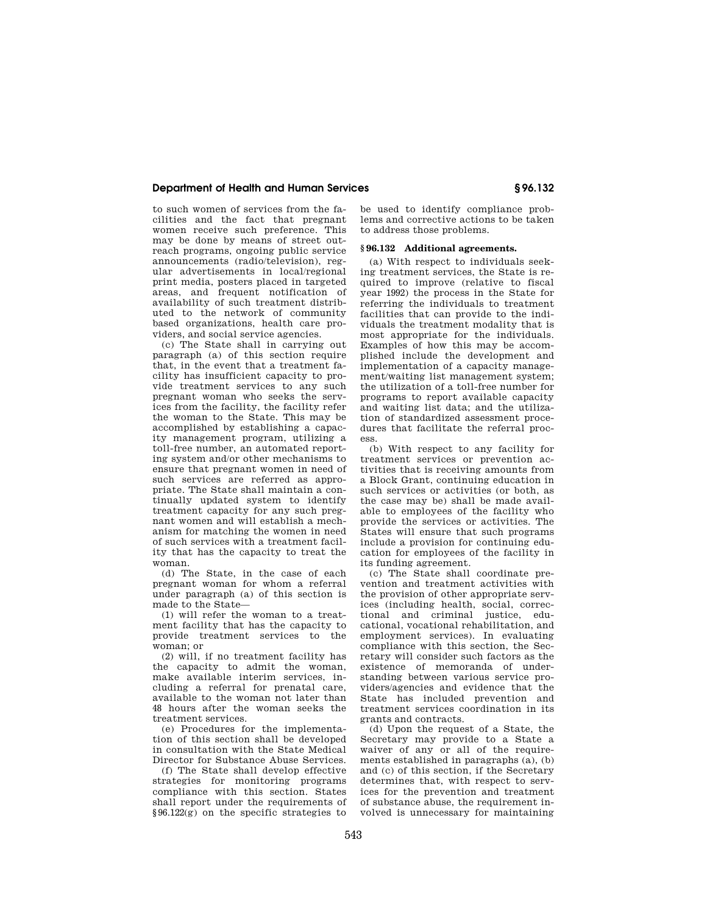to such women of services from the facilities and the fact that pregnant women receive such preference. This may be done by means of street outreach programs, ongoing public service announcements (radio/television), regular advertisements in local/regional print media, posters placed in targeted areas, and frequent notification of availability of such treatment distributed to the network of community based organizations, health care providers, and social service agencies.

(c) The State shall in carrying out paragraph (a) of this section require that, in the event that a treatment facility has insufficient capacity to provide treatment services to any such pregnant woman who seeks the services from the facility, the facility refer the woman to the State. This may be accomplished by establishing a capacity management program, utilizing a toll-free number, an automated reporting system and/or other mechanisms to ensure that pregnant women in need of such services are referred as appropriate. The State shall maintain a continually updated system to identify treatment capacity for any such pregnant women and will establish a mechanism for matching the women in need of such services with a treatment facility that has the capacity to treat the woman.

(d) The State, in the case of each pregnant woman for whom a referral under paragraph (a) of this section is made to the State—

(1) will refer the woman to a treatment facility that has the capacity to provide treatment services to the woman; or

(2) will, if no treatment facility has the capacity to admit the woman, make available interim services, including a referral for prenatal care, available to the woman not later than 48 hours after the woman seeks the treatment services.

(e) Procedures for the implementation of this section shall be developed in consultation with the State Medical Director for Substance Abuse Services.

(f) The State shall develop effective strategies for monitoring programs compliance with this section. States shall report under the requirements of §96.122(g) on the specific strategies to be used to identify compliance problems and corrective actions to be taken to address those problems.

## §96.132 Additional agreements.

(a) With respect to individuals seeking treatment services, the State is required to improve (relative to fiscal year 1992) the process in the State for referring the individuals to treatment facilities that can provide to the individuals the treatment modality that is most appropriate for the individuals. Examples of how this may be accomplished include the development and implementation of a capacity management/waiting list management system; the utilization of a toll-free number for programs to report available capacity and waiting list data; and the utilization of standardized assessment procedures that facilitate the referral process.

(b) With respect to any facility for treatment services or prevention activities that is receiving amounts from a Block Grant, continuing education in such services or activities (or both, as the case may be) shall be made available to employees of the facility who provide the services or activities. The States will ensure that such programs include a provision for continuing education for employees of the facility in its funding agreement.

(c) The State shall coordinate prevention and treatment activities with the provision of other appropriate services (including health, social, correctional and criminal justice, educational, vocational rehabilitation, and employment services). In evaluating compliance with this section, the Secretary will consider such factors as the existence of memoranda of understanding between various service providers/agencies and evidence that the State has included prevention and treatment services coordination in its grants and contracts.

(d) Upon the request of a State, the Secretary may provide to a State a waiver of any or all of the requirements established in paragraphs (a), (b) and (c) of this section, if the Secretary determines that, with respect to services for the prevention and treatment of substance abuse, the requirement involved is unnecessary for maintaining